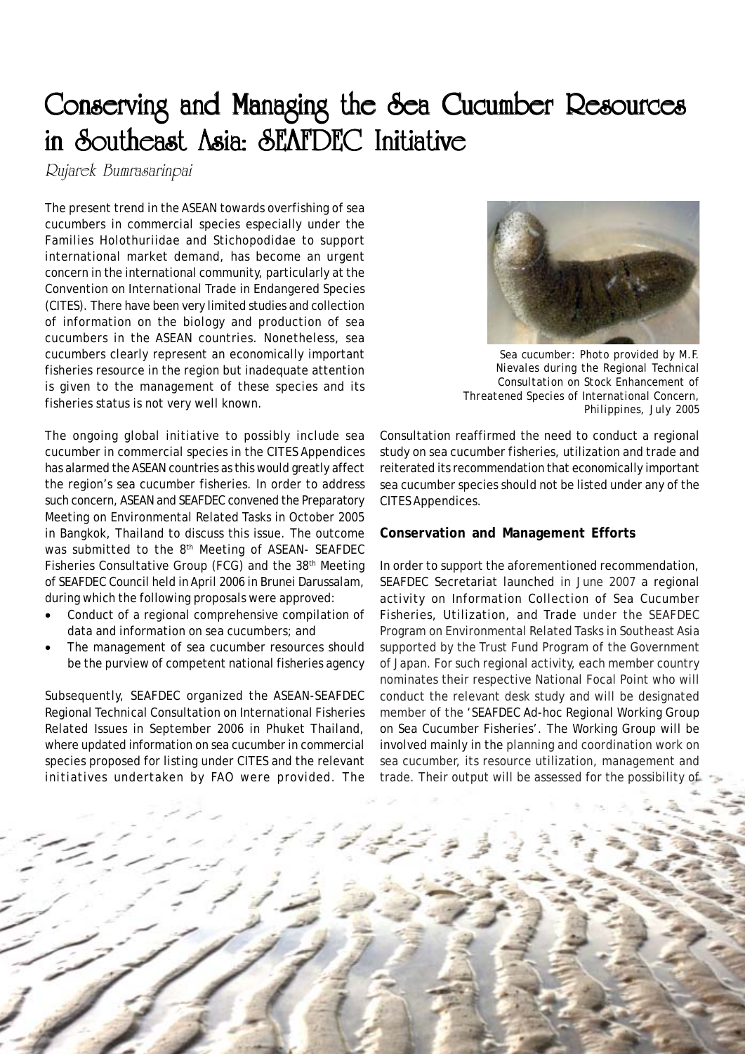# Conserving and Managing the Sea Cucumber Resources in Southeast Asia: SEAFDEC Initiative

*Rujarek Bumrasarinpai*

The present trend in the ASEAN towards overfishing of sea cucumbers in commercial species especially under the Families Holothuriidae and Stichopodidae to support international market demand, has become an urgent concern in the international community, particularly at the Convention on International Trade in Endangered Species (CITES). There have been very limited studies and collection of information on the biology and production of sea cucumbers in the ASEAN countries. Nonetheless, sea cucumbers clearly represent an economically important fisheries resource in the region but inadequate attention is given to the management of these species and its fisheries status is not very well known.

Sea cucumber: Photo provided by M.F. Nievales during the Regional Technical Consultation on Stock Enhancement of Threatened Species of International Concern, Philippines, July 2005

The ongoing global initiative to possibly include sea cucumber in commercial species in the CITES Appendices has alarmed the ASEAN countries as this would greatly affect the region's sea cucumber fisheries. In order to address such concern, ASEAN and SEAFDEC convened the Preparatory Meeting on Environmental Related Tasks in October 2005 in Bangkok, Thailand to discuss this issue. The outcome was submitted to the 8th Meeting of ASEAN- SEAFDEC Fisheries Consultative Group (FCG) and the 38th Meeting of SEAFDEC Council held in April 2006 in Brunei Darussalam, during which the following proposals were approved:

- Conduct of a regional comprehensive compilation of data and information on sea cucumbers; and
- The management of sea cucumber resources should be the purview of competent national fisheries agency

Subsequently, SEAFDEC organized the ASEAN-SEAFDEC Regional Technical Consultation on International Fisheries Related Issues in September 2006 in Phuket Thailand, where updated information on sea cucumber in commercial species proposed for listing under CITES and the relevant initiatives undertaken by FAO were provided. The Consultation reaffirmed the need to conduct a regional study on sea cucumber fisheries, utilization and trade and reiterated its recommendation that economically important sea cucumber species should not be listed under any of the CITES Appendices.

## Conservation and Management Efforts

In order to support the aforementioned recommendation, SEAFDEC Secretariat launched in June 2007 a regional activity on Information Collection of Sea Cucumber Fisheries, Utilization, and Trade under the SEAFDEC Program on Environmental Related Tasks in Southeast Asia supported by the Trust Fund Program of the Government of Japan. For such regional activity, each member country nominates their respective National Focal Point who will conduct the relevant desk study and will be designated member of the 'SEAFDEC Ad-hoc Regional Working Group on Sea Cucumber Fisheries'. The Working Group will be involved mainly in the planning and coordination work on sea cucumber, its resource utilization, management and trade. Their output will be assessed for the possibility of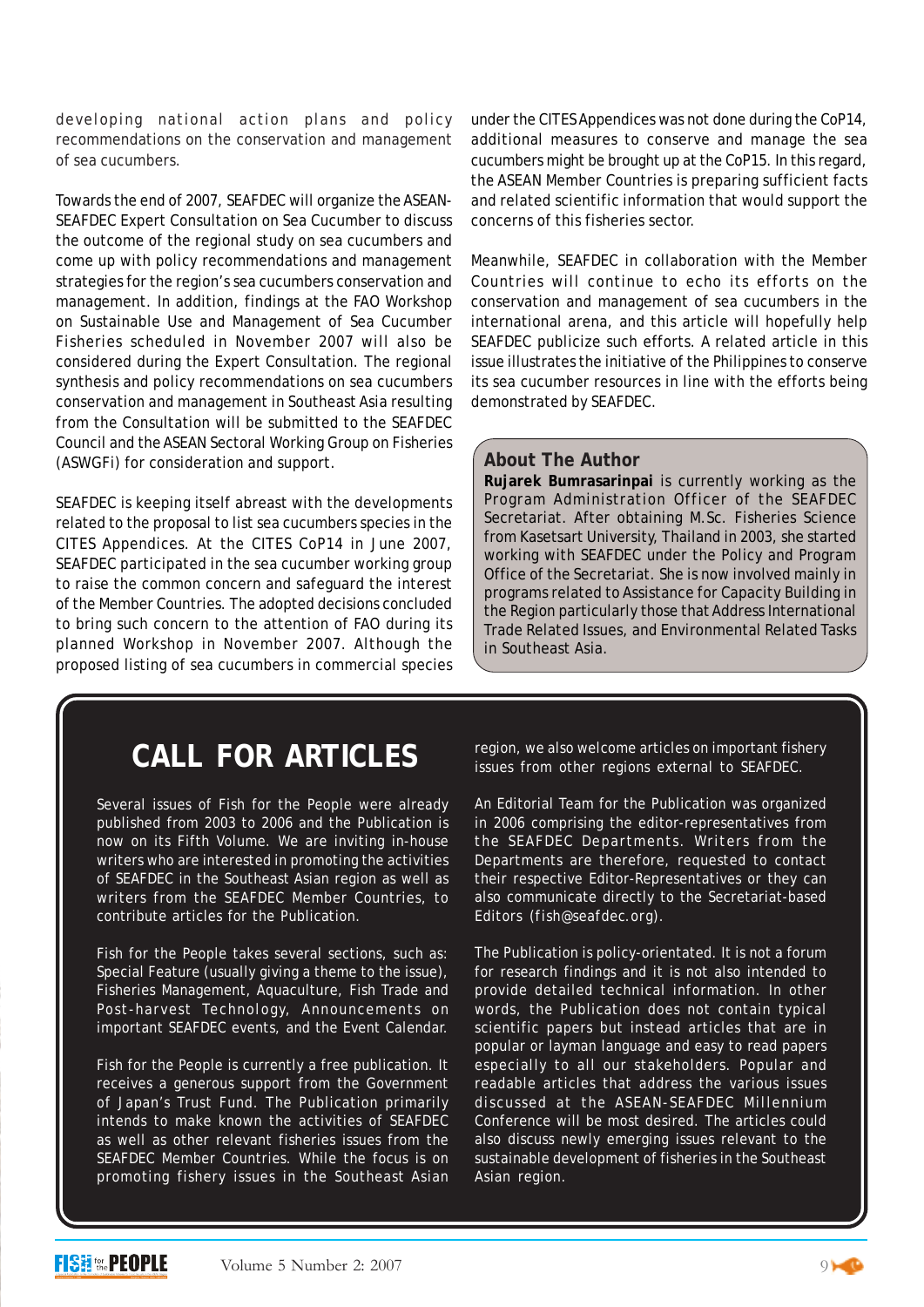developing national action plans and policy recommendations on the conservation and management of sea cucumbers.

Towards the end of 2007, SEAFDEC will organize the ASEAN-SEAFDEC Expert Consultation on Sea Cucumber to discuss the outcome of the regional study on sea cucumbers and come up with policy recommendations and management strategies for the region's sea cucumbers conservation and management. In addition, findings at the FAO Workshop on Sustainable Use and Management of Sea Cucumber Fisheries scheduled in November 2007 will also be considered during the Expert Consultation. The regional synthesis and policy recommendations on sea cucumbers conservation and management in Southeast Asia resulting from the Consultation will be submitted to the SEAFDEC Council and the ASEAN Sectoral Working Group on Fisheries (ASWGFi) for consideration and support.

SEAFDEC is keeping itself abreast with the developments related to the proposal to list sea cucumbers species in the CITES Appendices. At the CITES CoP14 in June 2007, SEAFDEC participated in the sea cucumber working group to raise the common concern and safeguard the interest of the Member Countries. The adopted decisions concluded to bring such concern to the attention of FAO during its planned Workshop in November 2007. Although the proposed listing of sea cucumbers in commercial species under the CITES Appendices was not done during the CoP14, additional measures to conserve and manage the sea cucumbers might be brought up at the CoP15. In this regard, the ASEAN Member Countries is preparing sufficient facts and related scientific information that would support the concerns of this fisheries sector.

Meanwhile, SEAFDEC in collaboration with the Member Countries will continue to echo its efforts on the conservation and management of sea cucumbers in the international arena, and this article will hopefully help SEAFDEC publicize such efforts. A related article in this issue illustrates the initiative of the Philippines to conserve its sea cucumber resources in line with the efforts being demonstrated by SEAFDEC.

### About The Author

**Rujarek Bumrasarinpai** is currently working as the Program Administration Officer of the SEAFDEC Secretariat. After obtaining M.Sc. Fisheries Science from Kasetsart University, Thailand in 2003, she started working with SEAFDEC under the Policy and Program Office of the Secretariat. She is now involved mainly in programs related to Assistance for Capacity Building in the Region particularly those that Address International Trade Related Issues, and Environmental Related Tasks in Southeast Asia.

## CALL FOR ARTICLES

Several issues of Fish for the People were already published from 2003 to 2006 and the Publication is now on its Fifth Volume. We are inviting in-house writers who are interested in promoting the activities of SEAFDEC in the Southeast Asian region as well as writers from the SEAFDEC Member Countries, to contribute articles for the Publication.

Fish for the People takes several sections, such as: Special Feature (usually giving a theme to the issue), Fisheries Management, Aquaculture, Fish Trade and Post-harvest Technology, Announcements on important SEAFDEC events, and the Event Calendar.

Fish for the People is currently a free publication. It receives a generous support from the Government of Japan's Trust Fund. The Publication primarily intends to make known the activities of SEAFDEC as well as other relevant fisheries issues from the SEAFDEC Member Countries. While the focus is on promoting fishery issues in the Southeast Asian region, we also welcome articles on important fishery issues from other regions external to SEAFDEC.

An Editorial Team for the Publication was organized in 2006 comprising the editor-representatives from the SEAFDEC Departments. Writers from the Departments are therefore, requested to contact their respective Editor-Representatives or they can also communicate directly to the Secretariat-based Editors (fish@seafdec.org).

The Publication is policy-orientated. It is not a forum for research findings and it is not also intended to provide detailed technical information. In other words, the Publication does not contain typical scientific papers but instead articles that are in popular or layman language and easy to read papers especially to all our stakeholders. Popular and readable articles that address the various issues discussed at the ASEAN-SEAFDEC Millennium Conference will be most desired. The articles could also discuss newly emerging issues relevant to the sustainable development of fisheries in the Southeast Asian region.